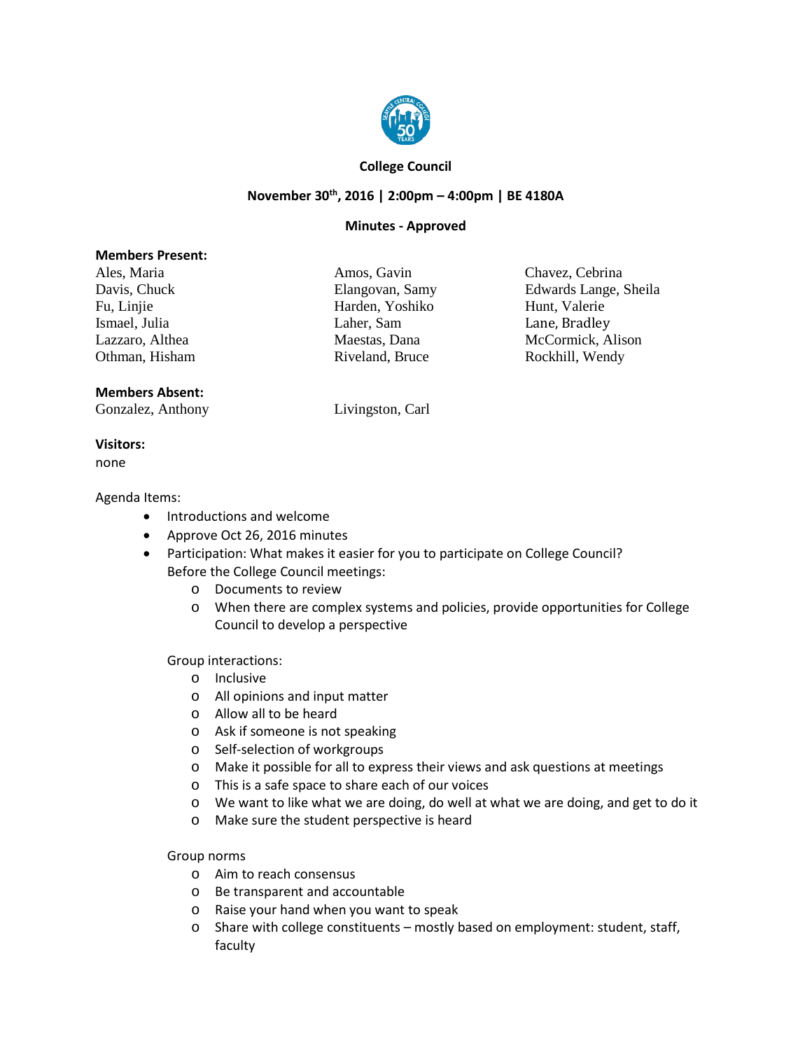**College Council**

**November 30th, 2016 | 2:00pm – 4:00pm | BE 4180A**

**Minutes - Approved**

**Members Present:**

| | | |
|---|---|---|
| Ales, Maria | Amos, Gavin | Chavez, Cebrina |
| Davis, Chuck | Elangovan, Samy | Edwards Lange, Sheila |
| Fu, Linjie | Harden, Yoshiko | Hunt, Valerie |
| Ismael, Julia | Laher, Sam | Lane, Bradley |
| Lazzaro, Althea | Maestas, Dana | McCormick, Alison |
| Othman, Hisham | Riveland, Bruce | Rockhill, Wendy |

**Members Absent:**

Gonzalez, Anthony

Livingston, Carl

**Visitors:**

none

Agenda Items:

- Introductions and welcome
- Approve Oct 26, 2016 minutes
- Participation: What makes it easier for you to participate on College Council?

  Before the College Council meetings:
  - Documents to review
  - When there are complex systems and policies, provide opportunities for College Council to develop a perspective

  Group interactions:
  - Inclusive
  - All opinions and input matter
  - Allow all to be heard
  - Ask if someone is not speaking
  - Self-selection of workgroups
  - Make it possible for all to express their views and ask questions at meetings
  - This is a safe space to share each of our voices
  - We want to like what we are doing, do well at what we are doing, and get to do it
  - Make sure the student perspective is heard

  Group norms
  - Aim to reach consensus
  - Be transparent and accountable
  - Raise your hand when you want to speak
  - Share with college constituents – mostly based on employment: student, staff, faculty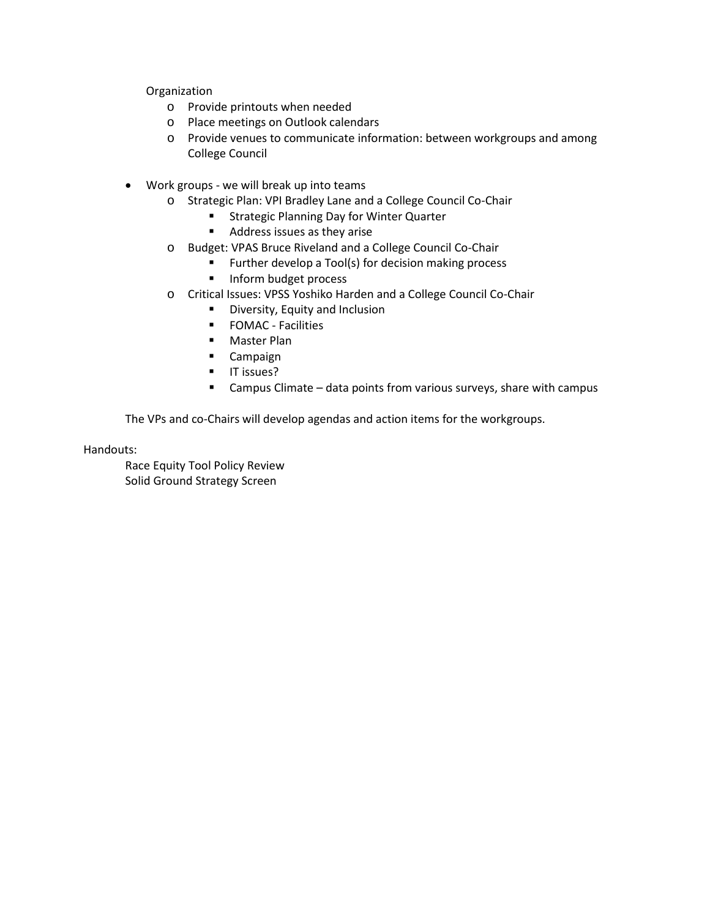Organization

- Provide printouts when needed
- Place meetings on Outlook calendars
- Provide venues to communicate information: between workgroups and among College Council

- Work groups - we will break up into teams
  - Strategic Plan: VPI Bradley Lane and a College Council Co-Chair
    - Strategic Planning Day for Winter Quarter
    - Address issues as they arise
  - Budget: VPAS Bruce Riveland and a College Council Co-Chair
    - Further develop a Tool(s) for decision making process
    - Inform budget process
  - Critical Issues: VPSS Yoshiko Harden and a College Council Co-Chair
    - Diversity, Equity and Inclusion
    - FOMAC - Facilities
    - Master Plan
    - Campaign
    - IT issues?
    - Campus Climate – data points from various surveys, share with campus

The VPs and co-Chairs will develop agendas and action items for the workgroups.

Handouts:

Race Equity Tool Policy Review
Solid Ground Strategy Screen